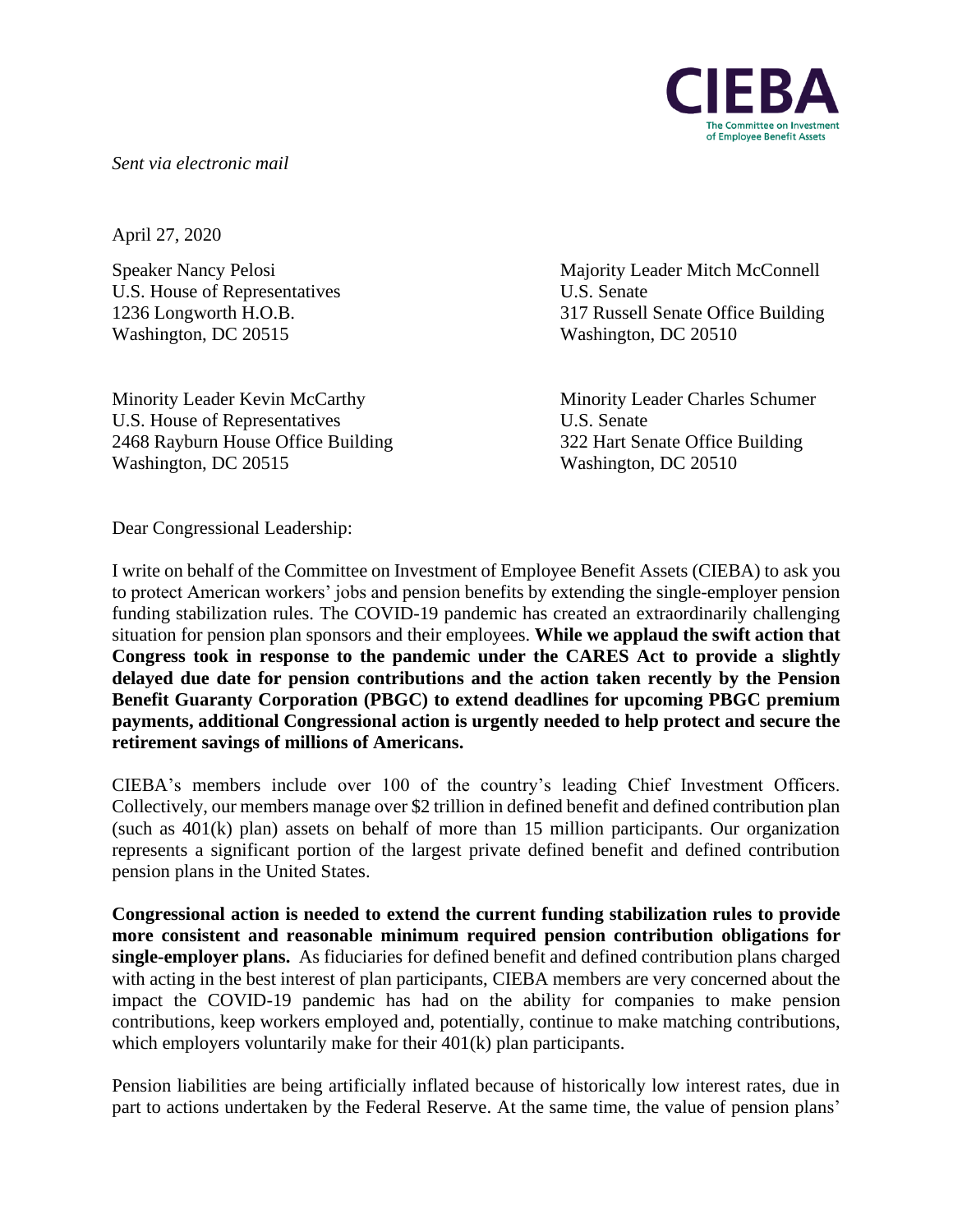CIEBA

The Committee on Investment of Employee Benefit Assets

*Sent via electronic mail*

April 27, 2020

Speaker Nancy Pelosi
U.S. House of Representatives
1236 Longworth H.O.B.
Washington, DC 20515

Majority Leader Mitch McConnell
U.S. Senate
317 Russell Senate Office Building
Washington, DC 20510

Minority Leader Kevin McCarthy
U.S. House of Representatives
2468 Rayburn House Office Building
Washington, DC 20515

Minority Leader Charles Schumer
U.S. Senate
322 Hart Senate Office Building
Washington, DC 20510

Dear Congressional Leadership:

I write on behalf of the Committee on Investment of Employee Benefit Assets (CIEBA) to ask you to protect American workers' jobs and pension benefits by extending the single-employer pension funding stabilization rules. The COVID-19 pandemic has created an extraordinarily challenging situation for pension plan sponsors and their employees. **While we applaud the swift action that Congress took in response to the pandemic under the CARES Act to provide a slightly delayed due date for pension contributions and the action taken recently by the Pension Benefit Guaranty Corporation (PBGC) to extend deadlines for upcoming PBGC premium payments, additional Congressional action is urgently needed to help protect and secure the retirement savings of millions of Americans.**

CIEBA's members include over 100 of the country's leading Chief Investment Officers. Collectively, our members manage over $2 trillion in defined benefit and defined contribution plan (such as 401(k) plan) assets on behalf of more than 15 million participants. Our organization represents a significant portion of the largest private defined benefit and defined contribution pension plans in the United States.

**Congressional action is needed to extend the current funding stabilization rules to provide more consistent and reasonable minimum required pension contribution obligations for single-employer plans.** As fiduciaries for defined benefit and defined contribution plans charged with acting in the best interest of plan participants, CIEBA members are very concerned about the impact the COVID-19 pandemic has had on the ability for companies to make pension contributions, keep workers employed and, potentially, continue to make matching contributions, which employers voluntarily make for their 401(k) plan participants.

Pension liabilities are being artificially inflated because of historically low interest rates, due in part to actions undertaken by the Federal Reserve. At the same time, the value of pension plans'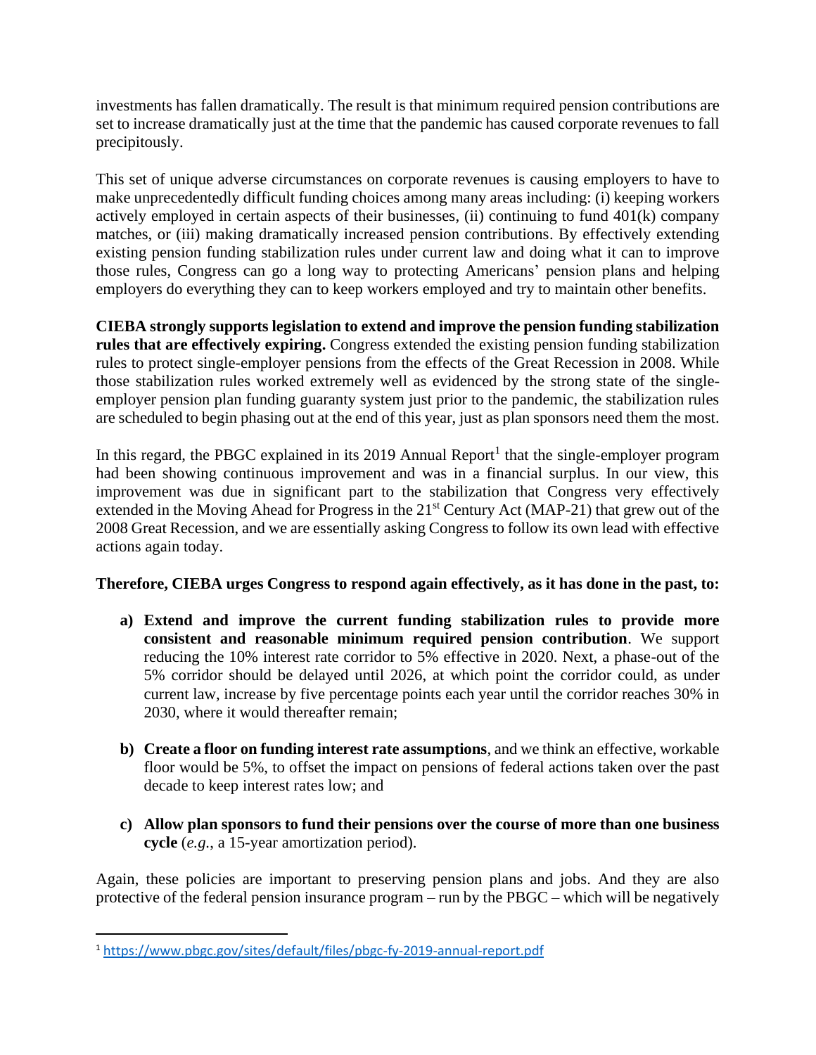investments has fallen dramatically. The result is that minimum required pension contributions are set to increase dramatically just at the time that the pandemic has caused corporate revenues to fall precipitously.

This set of unique adverse circumstances on corporate revenues is causing employers to have to make unprecedentedly difficult funding choices among many areas including: (i) keeping workers actively employed in certain aspects of their businesses, (ii) continuing to fund 401(k) company matches, or (iii) making dramatically increased pension contributions. By effectively extending existing pension funding stabilization rules under current law and doing what it can to improve those rules, Congress can go a long way to protecting Americans' pension plans and helping employers do everything they can to keep workers employed and try to maintain other benefits.

**CIEBA strongly supports legislation to extend and improve the pension funding stabilization rules that are effectively expiring.** Congress extended the existing pension funding stabilization rules to protect single-employer pensions from the effects of the Great Recession in 2008. While those stabilization rules worked extremely well as evidenced by the strong state of the single-employer pension plan funding guaranty system just prior to the pandemic, the stabilization rules are scheduled to begin phasing out at the end of this year, just as plan sponsors need them the most.

In this regard, the PBGC explained in its 2019 Annual Report[1] that the single-employer program had been showing continuous improvement and was in a financial surplus. In our view, this improvement was due in significant part to the stabilization that Congress very effectively extended in the Moving Ahead for Progress in the 21st Century Act (MAP-21) that grew out of the 2008 Great Recession, and we are essentially asking Congress to follow its own lead with effective actions again today.

**Therefore, CIEBA urges Congress to respond again effectively, as it has done in the past, to:**

a) **Extend and improve the current funding stabilization rules to provide more consistent and reasonable minimum required pension contribution**. We support reducing the 10% interest rate corridor to 5% effective in 2020. Next, a phase-out of the 5% corridor should be delayed until 2026, at which point the corridor could, as under current law, increase by five percentage points each year until the corridor reaches 30% in 2030, where it would thereafter remain;

b) **Create a floor on funding interest rate assumptions**, and we think an effective, workable floor would be 5%, to offset the impact on pensions of federal actions taken over the past decade to keep interest rates low; and

c) **Allow plan sponsors to fund their pensions over the course of more than one business cycle** (*e.g.*, a 15-year amortization period).

Again, these policies are important to preserving pension plans and jobs. And they are also protective of the federal pension insurance program – run by the PBGC – which will be negatively

[1] https://www.pbgc.gov/sites/default/files/pbgc-fy-2019-annual-report.pdf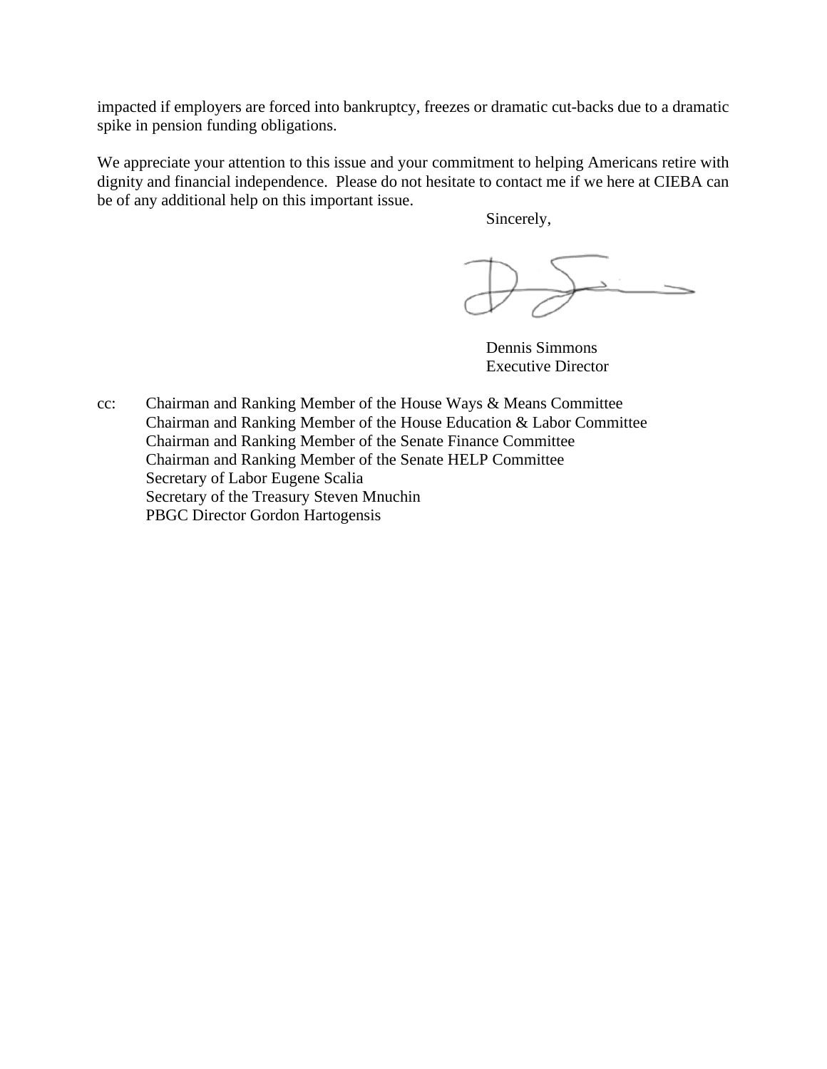impacted if employers are forced into bankruptcy, freezes or dramatic cut-backs due to a dramatic spike in pension funding obligations.

We appreciate your attention to this issue and your commitment to helping Americans retire with dignity and financial independence. Please do not hesitate to contact me if we here at CIEBA can be of any additional help on this important issue.

Sincerely,

Dennis Simmons
Executive Director

cc: Chairman and Ranking Member of the House Ways & Means Committee
Chairman and Ranking Member of the House Education & Labor Committee
Chairman and Ranking Member of the Senate Finance Committee
Chairman and Ranking Member of the Senate HELP Committee
Secretary of Labor Eugene Scalia
Secretary of the Treasury Steven Mnuchin
PBGC Director Gordon Hartogensis